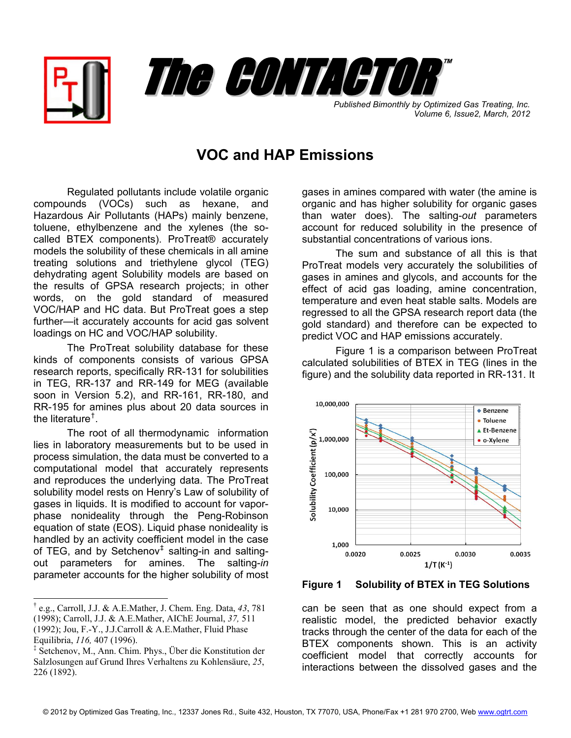# The CONTACTOR™

*Published Bimonthly by Optimized Gas Treating, Inc.*
*Volume 6, Issue2, March, 2012*

## VOC and HAP Emissions

Regulated pollutants include volatile organic compounds (VOCs) such as hexane, and Hazardous Air Pollutants (HAPs) mainly benzene, toluene, ethylbenzene and the xylenes (the so-called BTEX components). ProTreat® accurately models the solubility of these chemicals in all amine treating solutions and triethylene glycol (TEG) dehydrating agent Solubility models are based on the results of GPSA research projects; in other words, on the gold standard of measured VOC/HAP and HC data. But ProTreat goes a step further—it accurately accounts for acid gas solvent loadings on HC and VOC/HAP solubility.

The ProTreat solubility database for these kinds of components consists of various GPSA research reports, specifically RR-131 for solubilities in TEG, RR-137 and RR-149 for MEG (available soon in Version 5.2), and RR-161, RR-180, and RR-195 for amines plus about 20 data sources in the literature[†].

The root of all thermodynamic information lies in laboratory measurements but to be used in process simulation, the data must be converted to a computational model that accurately represents and reproduces the underlying data. The ProTreat solubility model rests on Henry's Law of solubility of gases in liquids. It is modified to account for vapor-phase nonideality through the Peng-Robinson equation of state (EOS). Liquid phase nonideality is handled by an activity coefficient model in the case of TEG, and by Setchenov[‡] salting-in and salting-out parameters for amines. The salting-*in* parameter accounts for the higher solubility of most gases in amines compared with water (the amine is organic and has higher solubility for organic gases than water does). The salting-*out* parameters account for reduced solubility in the presence of substantial concentrations of various ions.

The sum and substance of all this is that ProTreat models very accurately the solubilities of gases in amines and glycols, and accounts for the effect of acid gas loading, amine concentration, temperature and even heat stable salts. Models are regressed to all the GPSA research report data (the gold standard) and therefore can be expected to predict VOC and HAP emissions accurately.

Figure 1 is a comparison between ProTreat calculated solubilities of BTEX in TEG (lines in the figure) and the solubility data reported in RR-131. It can be seen that as one should expect from a realistic model, the predicted behavior exactly tracks through the center of the data for each of the BTEX components shown. This is an activity coefficient model that correctly accounts for interactions between the dissolved gases and the

**Figure 1 Solubility of BTEX in TEG Solutions**

---

[†] e.g., Carroll, J.J. & A.E.Mather, J. Chem. Eng. Data, *43*, 781 (1998); Carroll, J.J. & A.E.Mather, AIChE Journal, *37,* 511 (1992); Jou, F.-Y., J.J.Carroll & A.E.Mather, Fluid Phase Equilibria, *116,* 407 (1996).

[‡] Setchenov, M., Ann. Chim. Phys., Über die Konstitution der Salzlosungen auf Grund Ihres Verhaltens zu Kohlensäure, *25*, 226 (1892).

© 2012 by Optimized Gas Treating, Inc., 12337 Jones Rd., Suite 432, Houston, TX 77070, USA, Phone/Fax +1 281 970 2700, Web www.ogtrt.com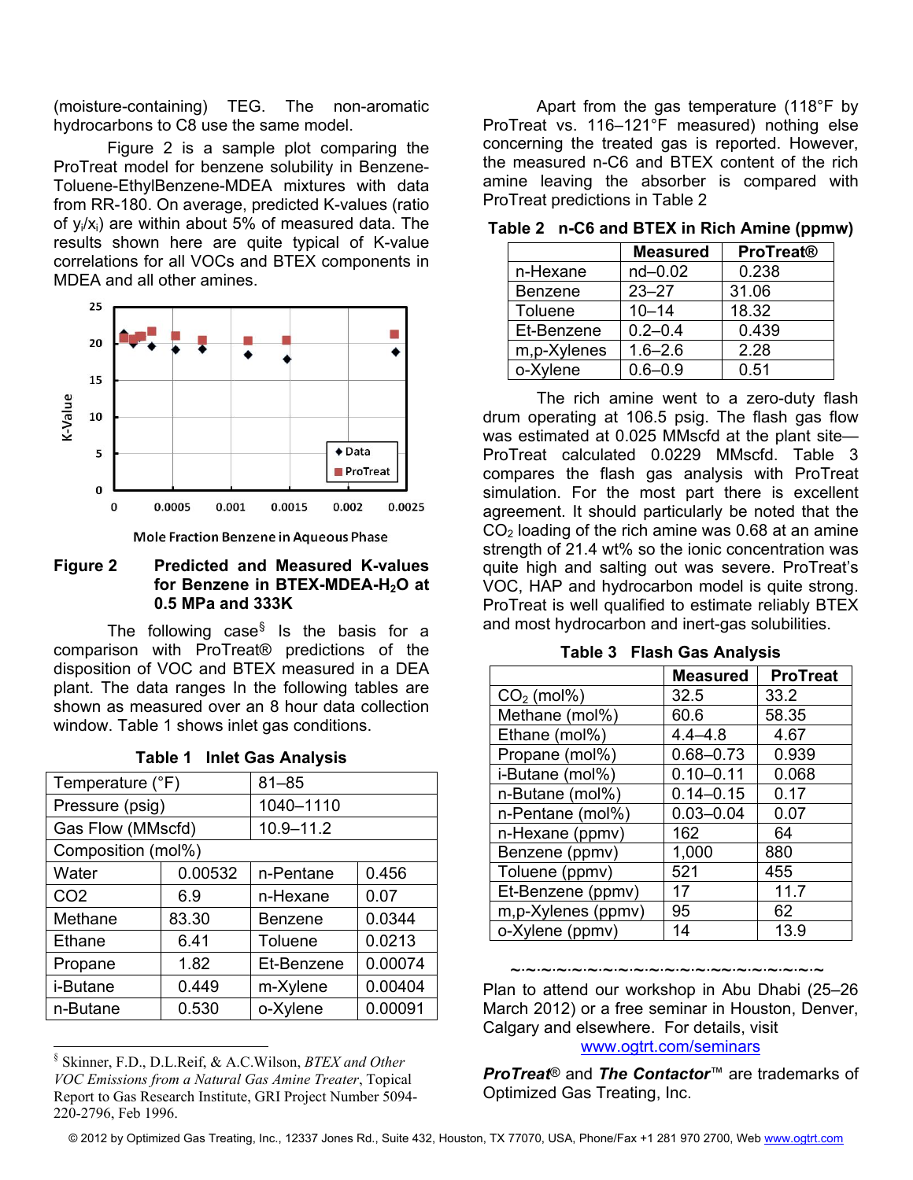(moisture-containing) TEG. The non-aromatic hydrocarbons to C8 use the same model.

Figure 2 is a sample plot comparing the ProTreat model for benzene solubility in Benzene-Toluene-EthylBenzene-MDEA mixtures with data from RR-180. On average, predicted K-values (ratio of $y_i/x_i$) are within about 5% of measured data. The results shown here are quite typical of K-value correlations for all VOCs and BTEX components in MDEA and all other amines.

25
20
15
10
5
0
K-Value
0
0.0005
0.001
0.0015
0.002
0.0025
Mole Fraction Benzene in Aqueous Phase
Data
ProTreat

**Figure 2** **Predicted and Measured K-values for Benzene in BTEX-MDEA-$H_2O$ at 0.5 MPa and 333K**

The following case[§] Is the basis for a comparison with ProTreat® predictions of the disposition of VOC and BTEX measured in a DEA plant. The data ranges In the following tables are shown as measured over an 8 hour data collection window. Table 1 shows inlet gas conditions.

**Table 1 Inlet Gas Analysis**

| | | | |
|---|---|---|---|
| Temperature (°F) | | 81–85 | |
| Pressure (psig) | | 1040–1110 | |
| Gas Flow (MMscfd) | | 10.9–11.2 | |
| Composition (mol%) | | | |
| Water | 0.00532 | n-Pentane | 0.456 |
| CO2 | 6.9 | n-Hexane | 0.07 |
| Methane | 83.30 | Benzene | 0.0344 |
| Ethane | 6.41 | Toluene | 0.0213 |
| Propane | 1.82 | Et-Benzene | 0.00074 |
| i-Butane | 0.449 | m-Xylene | 0.00404 |
| n-Butane | 0.530 | o-Xylene | 0.00091 |

Apart from the gas temperature (118°F by ProTreat vs. 116–121°F measured) nothing else concerning the treated gas is reported. However, the measured n-C6 and BTEX content of the rich amine leaving the absorber is compared with ProTreat predictions in Table 2

**Table 2 n-C6 and BTEX in Rich Amine (ppmw)**

| | Measured | ProTreat® |
|---|---|---|
| n-Hexane | nd–0.02 | 0.238 |
| Benzene | 23–27 | 31.06 |
| Toluene | 10–14 | 18.32 |
| Et-Benzene | 0.2–0.4 | 0.439 |
| m,p-Xylenes | 1.6–2.6 | 2.28 |
| o-Xylene | 0.6–0.9 | 0.51 |

The rich amine went to a zero-duty flash drum operating at 106.5 psig. The flash gas flow was estimated at 0.025 MMscfd at the plant site—ProTreat calculated 0.0229 MMscfd. Table 3 compares the flash gas analysis with ProTreat simulation. For the most part there is excellent agreement. It should particularly be noted that the $CO_2$ loading of the rich amine was 0.68 at an amine strength of 21.4 wt% so the ionic concentration was quite high and salting out was severe. ProTreat's VOC, HAP and hydrocarbon model is quite strong. ProTreat is well qualified to estimate reliably BTEX and most hydrocarbon and inert-gas solubilities.

**Table 3 Flash Gas Analysis**

| | Measured | ProTreat |
|---|---|---|
| $CO_2$ (mol%) | 32.5 | 33.2 |
| Methane (mol%) | 60.6 | 58.35 |
| Ethane (mol%) | 4.4–4.8 | 4.67 |
| Propane (mol%) | 0.68–0.73 | 0.939 |
| i-Butane (mol%) | 0.10–0.11 | 0.068 |
| n-Butane (mol%) | 0.14–0.15 | 0.17 |
| n-Pentane (mol%) | 0.03–0.04 | 0.07 |
| n-Hexane (ppmv) | 162 | 64 |
| Benzene (ppmv) | 1,000 | 880 |
| Toluene (ppmv) | 521 | 455 |
| Et-Benzene (ppmv) | 17 | 11.7 |
| m,p-Xylenes (ppmv) | 95 | 62 |
| o-Xylene (ppmv) | 14 | 13.9 |

~·~·~·~·~·~·~·~·~·~·~·~·~·~·~·~·~·~·~·~·~·~

Plan to attend our workshop in Abu Dhabi (25–26 March 2012) or a free seminar in Houston, Denver, Calgary and elsewhere. For details, visit www.ogtrt.com/seminars

***ProTreat***® and ***The Contactor***™ are trademarks of Optimized Gas Treating, Inc.

[§] Skinner, F.D., D.L.Reif, & A.C.Wilson, *BTEX and Other VOC Emissions from a Natural Gas Amine Treater*, Topical Report to Gas Research Institute, GRI Project Number 5094-220-2796, Feb 1996.

© 2012 by Optimized Gas Treating, Inc., 12337 Jones Rd., Suite 432, Houston, TX 77070, USA, Phone/Fax +1 281 970 2700, Web www.ogtrt.com